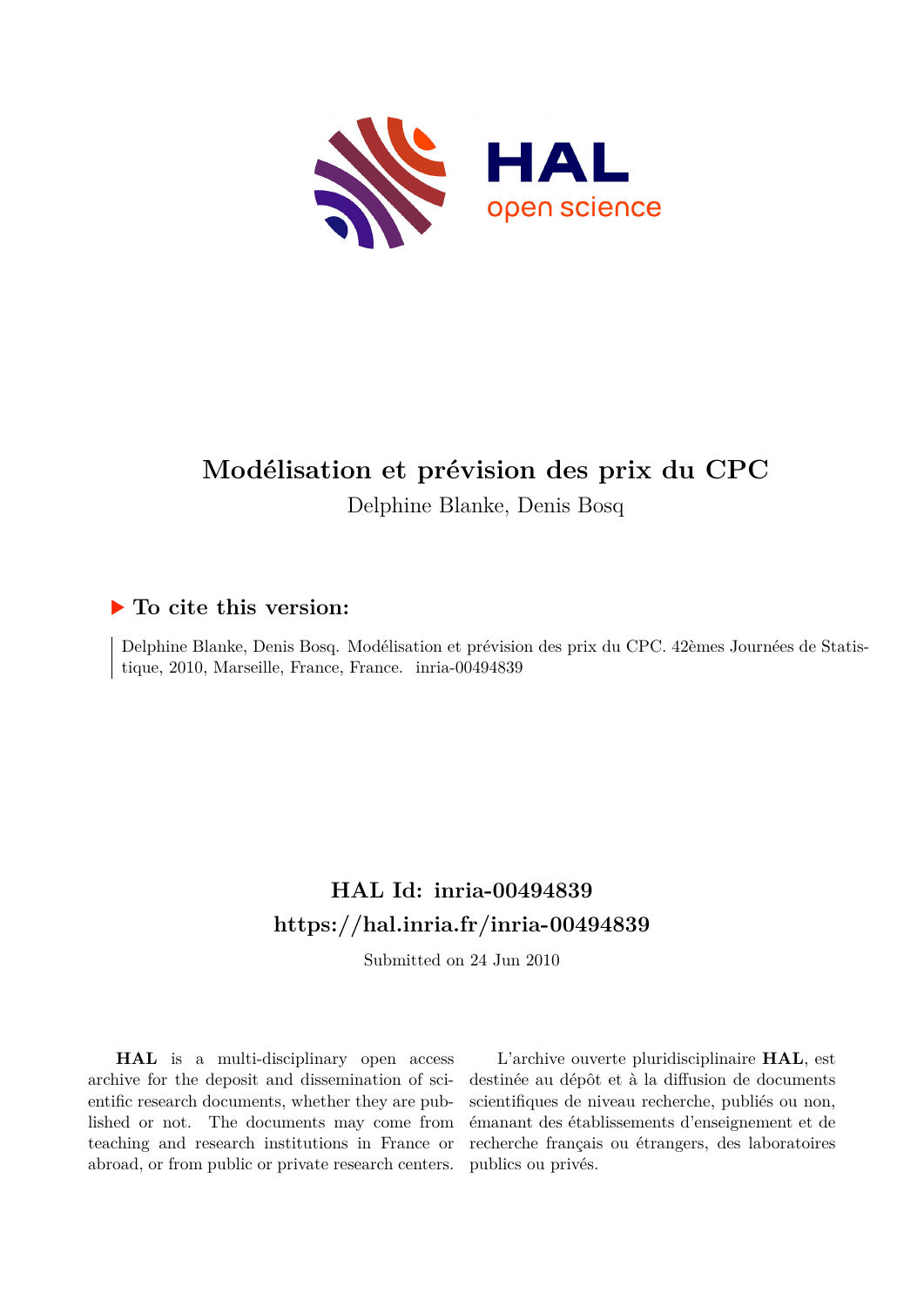# Modélisation et prévision des prix du CPC

Delphine Blanke, Denis Bosq

## ▶ To cite this version:

Delphine Blanke, Denis Bosq. Modélisation et prévision des prix du CPC. 42èmes Journées de Statistique, 2010, Marseille, France, France. inria-00494839

## HAL Id: inria-00494839

## https://hal.inria.fr/inria-00494839

Submitted on 24 Jun 2010

**HAL** is a multi-disciplinary open access archive for the deposit and dissemination of scientific research documents, whether they are published or not. The documents may come from teaching and research institutions in France or abroad, or from public or private research centers.

L'archive ouverte pluridisciplinaire **HAL**, est destinée au dépôt et à la diffusion de documents scientifiques de niveau recherche, publiés ou non, émanant des établissements d'enseignement et de recherche français ou étrangers, des laboratoires publics ou privés.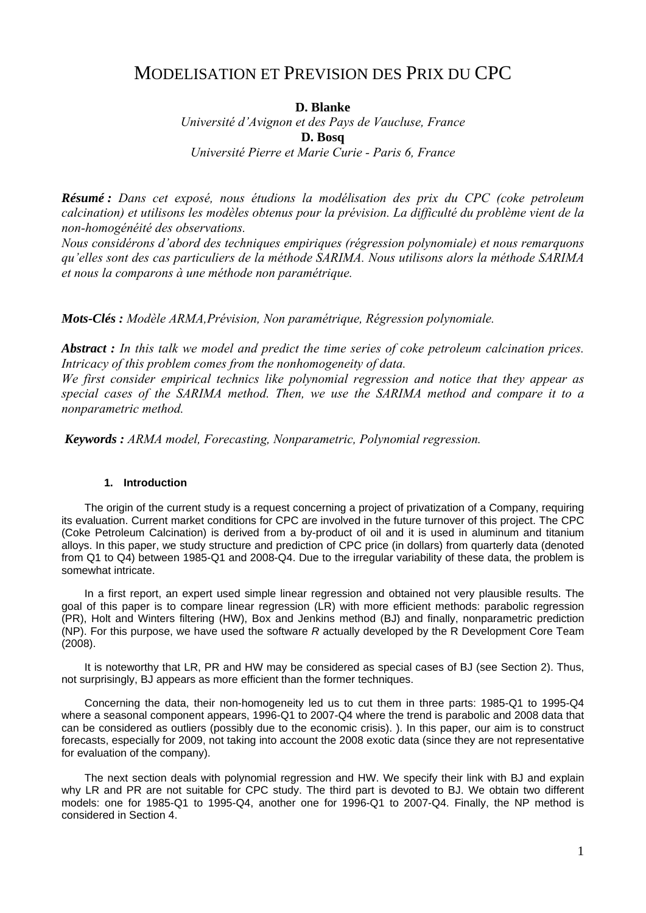# MODELISATION ET PREVISION DES PRIX DU CPC

**D. Blanke**
*Université d'Avignon et des Pays de Vaucluse, France*
**D. Bosq**
*Université Pierre et Marie Curie - Paris 6, France*

***Résumé :*** *Dans cet exposé, nous étudions la modélisation des prix du CPC (coke petroleum calcination) et utilisons les modèles obtenus pour la prévision. La difficulté du problème vient de la non-homogénéité des observations.*
*Nous considérons d'abord des techniques empiriques (régression polynomiale) et nous remarquons qu'elles sont des cas particuliers de la méthode SARIMA. Nous utilisons alors la méthode SARIMA et nous la comparons à une méthode non paramétrique.*

***Mots-Clés :*** *Modèle ARMA,Prévision, Non paramétrique, Régression polynomiale.*

***Abstract :*** *In this talk we model and predict the time series of coke petroleum calcination prices. Intricacy of this problem comes from the nonhomogeneity of data.*
*We first consider empirical technics like polynomial regression and notice that they appear as special cases of the SARIMA method. Then, we use the SARIMA method and compare it to a nonparametric method.*

***Keywords :*** *ARMA model, Forecasting, Nonparametric, Polynomial regression.*

## 1. Introduction

The origin of the current study is a request concerning a project of privatization of a Company, requiring its evaluation. Current market conditions for CPC are involved in the future turnover of this project. The CPC (Coke Petroleum Calcination) is derived from a by-product of oil and it is used in aluminum and titanium alloys. In this paper, we study structure and prediction of CPC price (in dollars) from quarterly data (denoted from Q1 to Q4) between 1985-Q1 and 2008-Q4. Due to the irregular variability of these data, the problem is somewhat intricate.

In a first report, an expert used simple linear regression and obtained not very plausible results. The goal of this paper is to compare linear regression (LR) with more efficient methods: parabolic regression (PR), Holt and Winters filtering (HW), Box and Jenkins method (BJ) and finally, nonparametric prediction (NP). For this purpose, we have used the software *R* actually developed by the R Development Core Team (2008).

It is noteworthy that LR, PR and HW may be considered as special cases of BJ (see Section 2). Thus, not surprisingly, BJ appears as more efficient than the former techniques.

Concerning the data, their non-homogeneity led us to cut them in three parts: 1985-Q1 to 1995-Q4 where a seasonal component appears, 1996-Q1 to 2007-Q4 where the trend is parabolic and 2008 data that can be considered as outliers (possibly due to the economic crisis). ). In this paper, our aim is to construct forecasts, especially for 2009, not taking into account the 2008 exotic data (since they are not representative for evaluation of the company).

The next section deals with polynomial regression and HW. We specify their link with BJ and explain why LR and PR are not suitable for CPC study. The third part is devoted to BJ. We obtain two different models: one for 1985-Q1 to 1995-Q4, another one for 1996-Q1 to 2007-Q4. Finally, the NP method is considered in Section 4.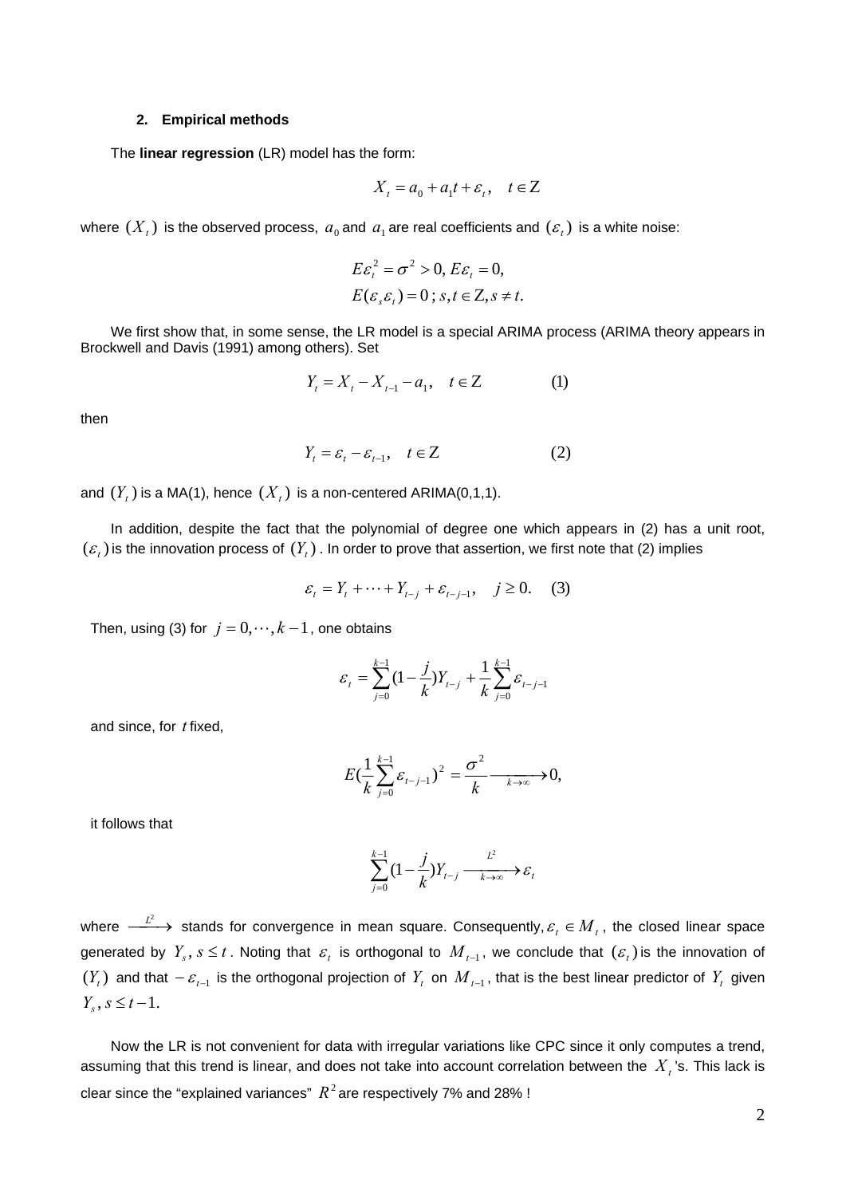## 2. Empirical methods

The **linear regression** (LR) model has the form:

$$X_t = a_0 + a_1 t + \varepsilon_t, \quad t \in \mathbb{Z}$$

where $(X_t)$ is the observed process, $a_0$ and $a_1$ are real coefficients and $(\varepsilon_t)$ is a white noise:

$$E\varepsilon_t^2 = \sigma^2 > 0, \, E\varepsilon_t = 0,$$
$$E(\varepsilon_s \varepsilon_t) = 0 \, ; \, s,t \in \mathbb{Z}, s \neq t.$$

We first show that, in some sense, the LR model is a special ARIMA process (ARIMA theory appears in Brockwell and Davis (1991) among others). Set

$$Y_t = X_t - X_{t-1} - a_1, \quad t \in \mathbb{Z} \qquad (1)$$

then

$$Y_t = \varepsilon_t - \varepsilon_{t-1}, \quad t \in \mathbb{Z} \qquad (2)$$

and $(Y_t)$ is a MA(1), hence $(X_t)$ is a non-centered ARIMA(0,1,1).

In addition, despite the fact that the polynomial of degree one which appears in (2) has a unit root, $(\varepsilon_t)$ is the innovation process of $(Y_t)$. In order to prove that assertion, we first note that (2) implies

$$\varepsilon_t = Y_t + \cdots + Y_{t-j} + \varepsilon_{t-j-1}, \quad j \geq 0. \quad (3)$$

Then, using (3) for $j = 0, \cdots, k-1$, one obtains

$$\varepsilon_t = \sum_{j=0}^{k-1} (1 - \frac{j}{k}) Y_{t-j} + \frac{1}{k} \sum_{j=0}^{k-1} \varepsilon_{t-j-1}$$

and since, for $t$ fixed,

$$E(\frac{1}{k} \sum_{j=0}^{k-1} \varepsilon_{t-j-1})^2 = \frac{\sigma^2}{k} \xrightarrow[k \to \infty]{} 0,$$

it follows that

$$\sum_{j=0}^{k-1} (1 - \frac{j}{k}) Y_{t-j} \xrightarrow[k \to \infty]{L^2} \varepsilon_t$$

where $\xrightarrow{L^2}$ stands for convergence in mean square. Consequently, $\varepsilon_t \in M_t$, the closed linear space generated by $Y_s, s \leq t$. Noting that $\varepsilon_t$ is orthogonal to $M_{t-1}$, we conclude that $(\varepsilon_t)$ is the innovation of $(Y_t)$ and that $-\varepsilon_{t-1}$ is the orthogonal projection of $Y_t$ on $M_{t-1}$, that is the best linear predictor of $Y_t$ given $Y_s, s \leq t-1$.

Now the LR is not convenient for data with irregular variations like CPC since it only computes a trend, assuming that this trend is linear, and does not take into account correlation between the $X_t$'s. This lack is clear since the "explained variances" $R^2$ are respectively 7% and 28% !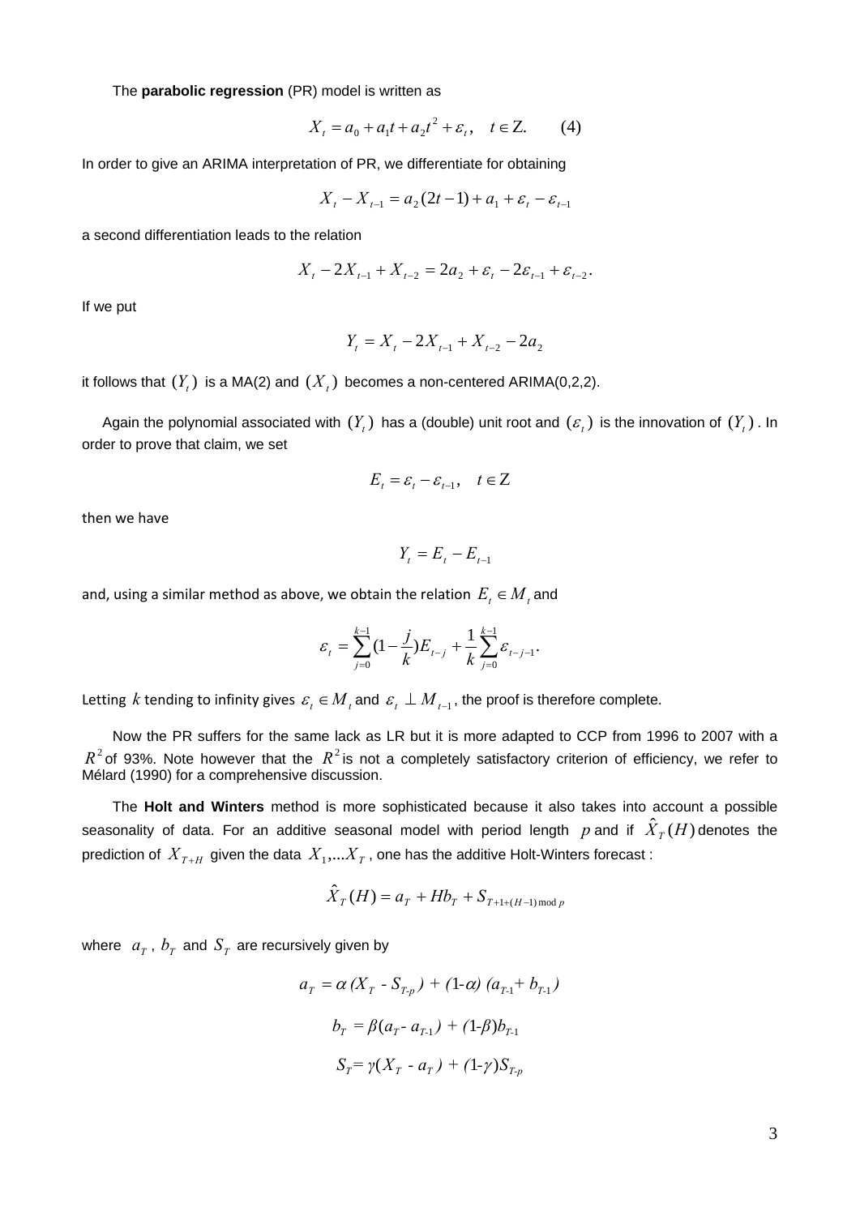The **parabolic regression** (PR) model is written as

$$X_t = a_0 + a_1 t + a_2 t^2 + \varepsilon_t, \quad t \in \mathrm{Z}. \qquad (4)$$

In order to give an ARIMA interpretation of PR, we differentiate for obtaining

$$X_t - X_{t-1} = a_2(2t-1) + a_1 + \varepsilon_t - \varepsilon_{t-1}$$

a second differentiation leads to the relation

$$X_t - 2X_{t-1} + X_{t-2} = 2a_2 + \varepsilon_t - 2\varepsilon_{t-1} + \varepsilon_{t-2}.$$

If we put

$$Y_t = X_t - 2X_{t-1} + X_{t-2} - 2a_2$$

it follows that $(Y_t)$ is a MA(2) and $(X_t)$ becomes a non-centered ARIMA(0,2,2).

Again the polynomial associated with $(Y_t)$ has a (double) unit root and $(\varepsilon_t)$ is the innovation of $(Y_t)$. In order to prove that claim, we set

$$E_t = \varepsilon_t - \varepsilon_{t-1}, \quad t \in \mathrm{Z}$$

then we have

$$Y_t = E_t - E_{t-1}$$

and, using a similar method as above, we obtain the relation $E_t \in M_t$ and

$$\varepsilon_t = \sum_{j=0}^{k-1}\left(1 - \frac{j}{k}\right)E_{t-j} + \frac{1}{k}\sum_{j=0}^{k-1}\varepsilon_{t-j-1}.$$

Letting $k$ tending to infinity gives $\varepsilon_t \in M_t$ and $\varepsilon_t \perp M_{t-1}$, the proof is therefore complete.

Now the PR suffers for the same lack as LR but it is more adapted to CCP from 1996 to 2007 with a $R^2$ of 93%. Note however that the $R^2$ is not a completely satisfactory criterion of efficiency, we refer to Mélard (1990) for a comprehensive discussion.

The **Holt and Winters** method is more sophisticated because it also takes into account a possible seasonality of data. For an additive seasonal model with period length $p$ and if $\hat{X}_T(H)$ denotes the prediction of $X_{T+H}$ given the data $X_1,\ldots X_T$, one has the additive Holt-Winters forecast :

$$\hat{X}_T(H) = a_T + Hb_T + S_{T+1+(H-1)\bmod p}$$

where $a_T$, $b_T$ and $S_T$ are recursively given by

$$a_T = \alpha\,(X_T - S_{T-p}) + (1-\alpha)\,(a_{T-1} + b_{T-1})$$

$$b_T = \beta(a_T - a_{T-1}) + (1-\beta)b_{T-1}$$

$$S_T = \gamma(X_T - a_T) + (1-\gamma)S_{T-p}$$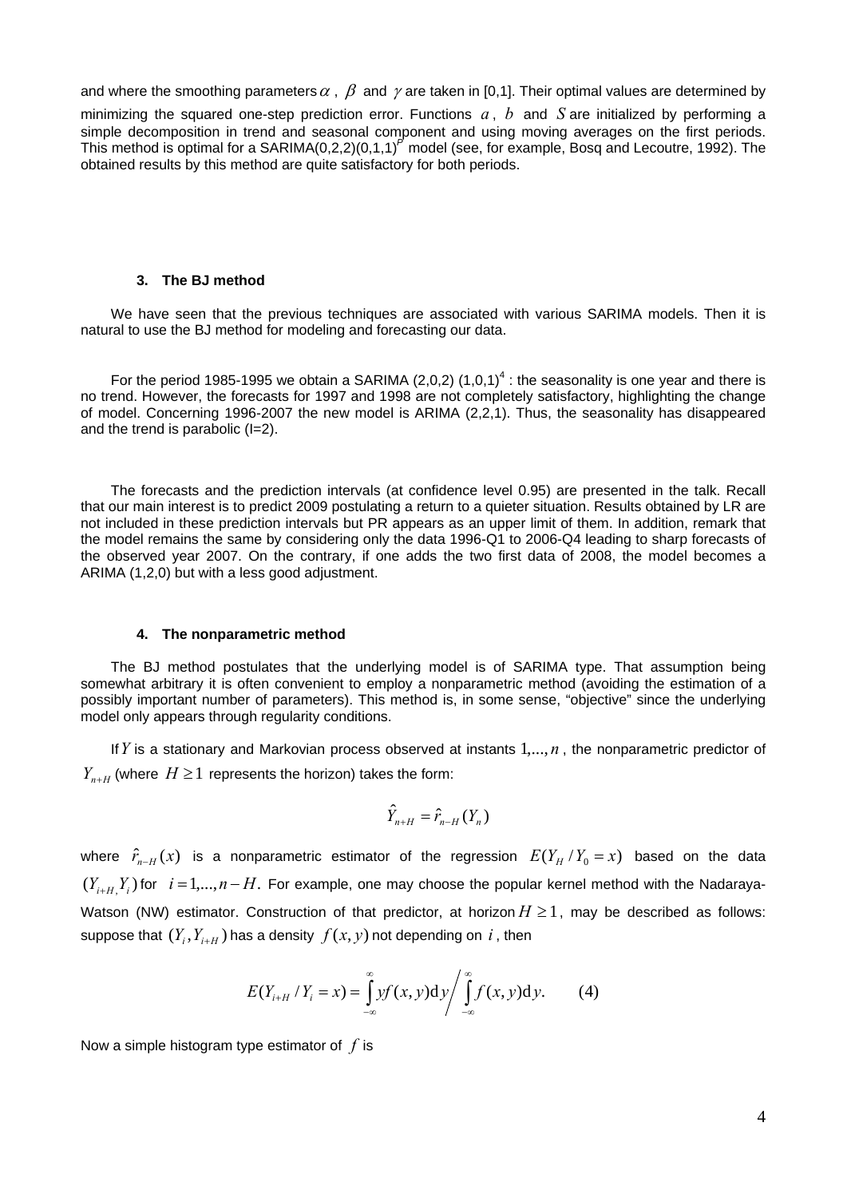and where the smoothing parameters $\alpha$ , $\beta$ and $\gamma$ are taken in [0,1]. Their optimal values are determined by minimizing the squared one-step prediction error. Functions $a$ , $b$ and $S$ are initialized by performing a simple decomposition in trend and seasonal component and using moving averages on the first periods. This method is optimal for a SARIMA(0,2,2)(0,1,1)$^{P}$ model (see, for example, Bosq and Lecoutre, 1992). The obtained results by this method are quite satisfactory for both periods.

### 3. The BJ method

We have seen that the previous techniques are associated with various SARIMA models. Then it is natural to use the BJ method for modeling and forecasting our data.

For the period 1985-1995 we obtain a SARIMA (2,0,2) (1,0,1)$^{4}$ : the seasonality is one year and there is no trend. However, the forecasts for 1997 and 1998 are not completely satisfactory, highlighting the change of model. Concerning 1996-2007 the new model is ARIMA (2,2,1). Thus, the seasonality has disappeared and the trend is parabolic (I=2).

The forecasts and the prediction intervals (at confidence level 0.95) are presented in the talk. Recall that our main interest is to predict 2009 postulating a return to a quieter situation. Results obtained by LR are not included in these prediction intervals but PR appears as an upper limit of them. In addition, remark that the model remains the same by considering only the data 1996-Q1 to 2006-Q4 leading to sharp forecasts of the observed year 2007. On the contrary, if one adds the two first data of 2008, the model becomes a ARIMA (1,2,0) but with a less good adjustment.

### 4. The nonparametric method

The BJ method postulates that the underlying model is of SARIMA type. That assumption being somewhat arbitrary it is often convenient to employ a nonparametric method (avoiding the estimation of a possibly important number of parameters). This method is, in some sense, “objective” since the underlying model only appears through regularity conditions.

If $Y$ is a stationary and Markovian process observed at instants $1,...,n$ , the nonparametric predictor of $Y_{n+H}$ (where $H \geq 1$ represents the horizon) takes the form:

$$\hat{Y}_{n+H} = \hat{r}_{n-H}(Y_n)$$

where $\hat{r}_{n-H}(x)$ is a nonparametric estimator of the regression $E(Y_H / Y_0 = x)$ based on the data $(Y_{i+H,} Y_i)$ for $i = 1,...,n-H$. For example, one may choose the popular kernel method with the Nadaraya-Watson (NW) estimator. Construction of that predictor, at horizon $H \geq 1$, may be described as follows: suppose that $(Y_i, Y_{i+H})$ has a density $f(x, y)$ not depending on $i$ , then

$$E(Y_{i+H} / Y_i = x) = \int_{-\infty}^{\infty} y f(x,y) \mathrm{d}y \Big/ \int_{-\infty}^{\infty} f(x,y) \mathrm{d}y. \qquad (4)$$

Now a simple histogram type estimator of $f$ is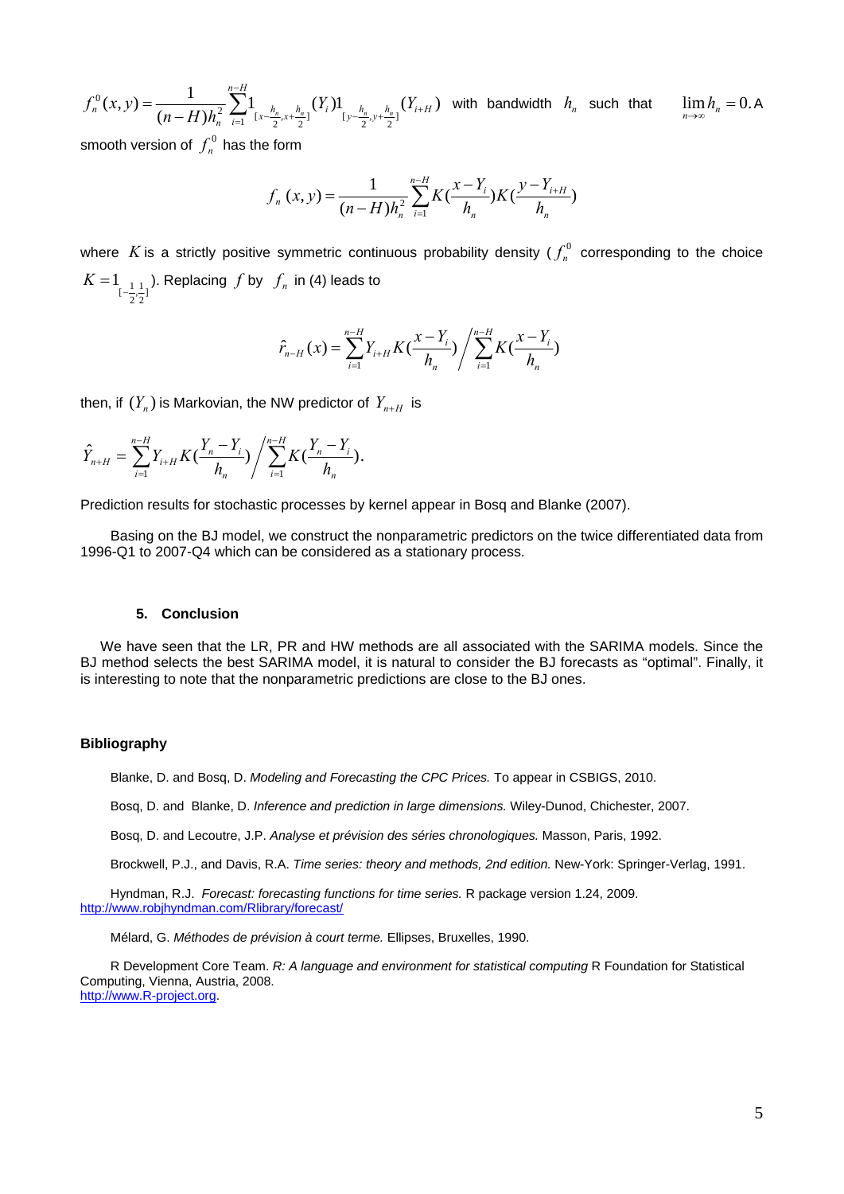$$f_n^0(x,y) = \frac{1}{(n-H)h_n^2} \sum_{i=1}^{n-H} 1_{[x-\frac{h_n}{2}, x+\frac{h_n}{2}]}(Y_i) 1_{[y-\frac{h_n}{2}, y+\frac{h_n}{2}]}(Y_{i+H})$$ with bandwidth $h_n$ such that $\lim_{n\to\infty} h_n = 0$. A smooth version of $f_n^0$ has the form

$$f_n(x,y) = \frac{1}{(n-H)h_n^2} \sum_{i=1}^{n-H} K(\frac{x-Y_i}{h_n}) K(\frac{y-Y_{i+H}}{h_n})$$

where $K$ is a strictly positive symmetric continuous probability density ($f_n^0$ corresponding to the choice $K = 1_{[-\frac{1}{2},\frac{1}{2}]}$). Replacing $f$ by $f_n$ in (4) leads to

$$\hat{r}_{n-H}(x) = \sum_{i=1}^{n-H} Y_{i+H} K(\frac{x-Y_i}{h_n}) \Big/ \sum_{i=1}^{n-H} K(\frac{x-Y_i}{h_n})$$

then, if $(Y_n)$ is Markovian, the NW predictor of $Y_{n+H}$ is

$$\hat{Y}_{n+H} = \sum_{i=1}^{n-H} Y_{i+H} K(\frac{Y_n - Y_i}{h_n}) \Big/ \sum_{i=1}^{n-H} K(\frac{Y_n - Y_i}{h_n}).$$

Prediction results for stochastic processes by kernel appear in Bosq and Blanke (2007).

Basing on the BJ model, we construct the nonparametric predictors on the twice differentiated data from 1996-Q1 to 2007-Q4 which can be considered as a stationary process.

## 5. Conclusion

We have seen that the LR, PR and HW methods are all associated with the SARIMA models. Since the BJ method selects the best SARIMA model, it is natural to consider the BJ forecasts as "optimal". Finally, it is interesting to note that the nonparametric predictions are close to the BJ ones.

## Bibliography

Blanke, D. and Bosq, D. *Modeling and Forecasting the CPC Prices.* To appear in CSBIGS, 2010.

Bosq, D. and Blanke, D. *Inference and prediction in large dimensions.* Wiley-Dunod, Chichester, 2007.

Bosq, D. and Lecoutre, J.P. *Analyse et prévision des séries chronologiques.* Masson, Paris, 1992.

Brockwell, P.J., and Davis, R.A. *Time series: theory and methods, 2nd edition.* New-York: Springer-Verlag, 1991.

Hyndman, R.J. *Forecast: forecasting functions for time series.* R package version 1.24, 2009. http://www.robjhyndman.com/Rlibrary/forecast/

Mélard, G. *Méthodes de prévision à court terme.* Ellipses, Bruxelles, 1990.

R Development Core Team. *R: A language and environment for statistical computing* R Foundation for Statistical Computing, Vienna, Austria, 2008. http://www.R-project.org.